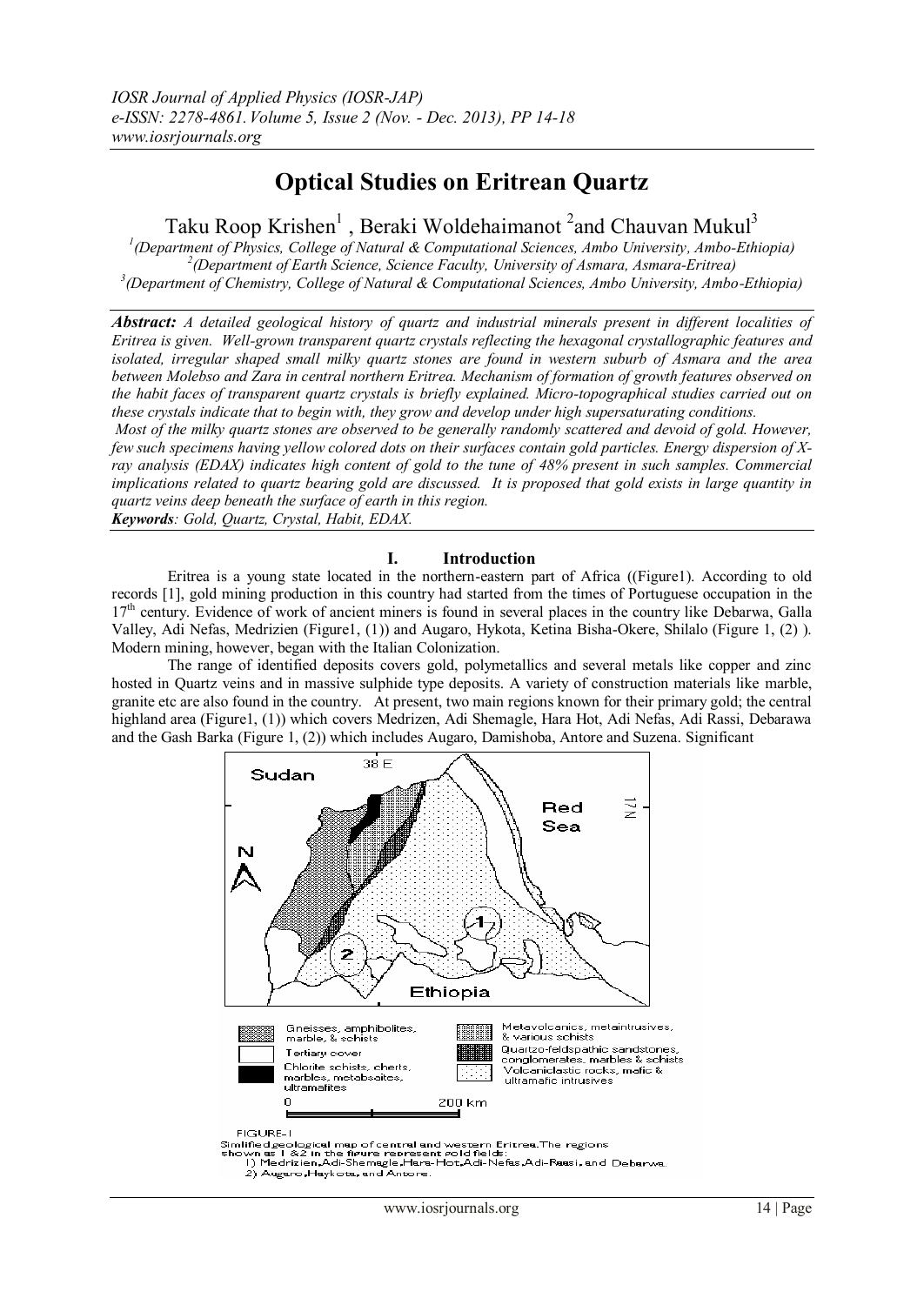# Optical Studies on Eritrean Quartz

Taku Roop Krishen[1], Beraki Woldehaimanot[2] and Chauvan Mukul[3]

[1](Department of Physics, College of Natural & Computational Sciences, Ambo University, Ambo-Ethiopia)
[2](Department of Earth Science, Science Faculty, University of Asmara, Asmara-Eritrea)
[3](Department of Chemistry, College of Natural & Computational Sciences, Ambo University, Ambo-Ethiopia)

***Abstract:*** *A detailed geological history of quartz and industrial minerals present in different localities of Eritrea is given. Well-grown transparent quartz crystals reflecting the hexagonal crystallographic features and isolated, irregular shaped small milky quartz stones are found in western suburb of Asmara and the area between Molebso and Zara in central northern Eritrea. Mechanism of formation of growth features observed on the habit faces of transparent quartz crystals is briefly explained. Micro-topographical studies carried out on these crystals indicate that to begin with, they grow and develop under high supersaturating conditions.*

*Most of the milky quartz stones are observed to be generally randomly scattered and devoid of gold. However, few such specimens having yellow colored dots on their surfaces contain gold particles. Energy dispersion of X-ray analysis (EDAX) indicates high content of gold to the tune of 48% present in such samples. Commercial implications related to quartz bearing gold are discussed. It is proposed that gold exists in large quantity in quartz veins deep beneath the surface of earth in this region.*

***Keywords****: Gold, Quartz, Crystal, Habit, EDAX.*

## I. Introduction

Eritrea is a young state located in the northern-eastern part of Africa ((Figure1). According to old records [1], gold mining production in this country had started from the times of Portuguese occupation in the 17th century. Evidence of work of ancient miners is found in several places in the country like Debarwa, Galla Valley, Adi Nefas, Medrizien (Figure1, (1)) and Augaro, Hykota, Ketina Bisha-Okere, Shilalo (Figure 1, (2) ). Modern mining, however, began with the Italian Colonization.

The range of identified deposits covers gold, polymetallics and several metals like copper and zinc hosted in Quartz veins and in massive sulphide type deposits. A variety of construction materials like marble, granite etc are also found in the country. At present, two main regions known for their primary gold; the central highland area (Figure1, (1)) which covers Medrizen, Adi Shemagle, Hara Hot, Adi Nefas, Adi Rassi, Debarawa and the Gash Barka (Figure 1, (2)) which includes Augaro, Damishoba, Antore and Suzena. Significant

FIGURE-I
Simlified geological map of central and western Eritrea. The regions shown as 1 & 2 in the figure represent gold fields:
1) Medrizien, Adi-Shemagle, Hara-Hot, Adi-Nefas, Adi-Rassi, and Debarwa.
2) Augaro, Haykota, and Antore.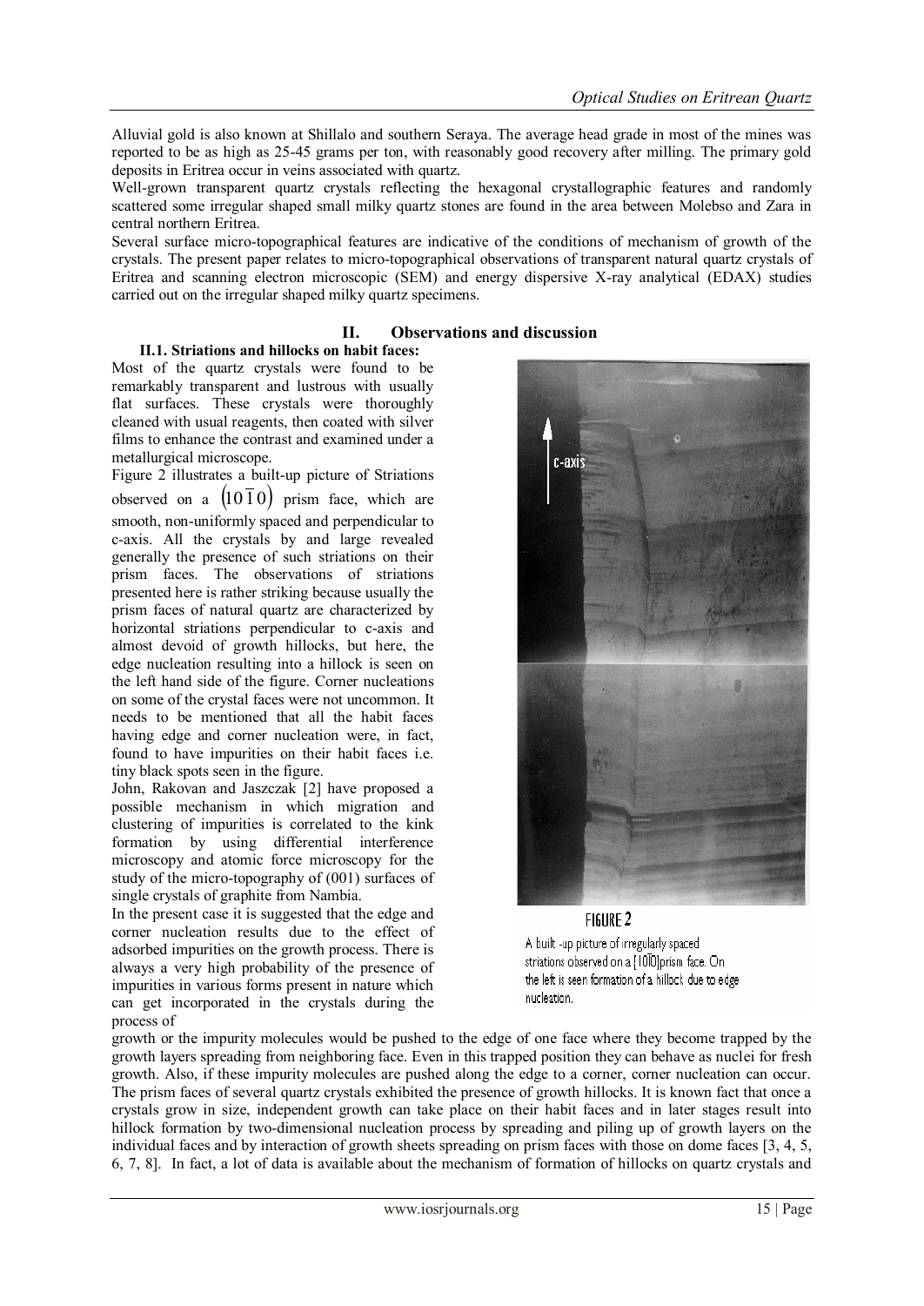Alluvial gold is also known at Shillalo and southern Seraya. The average head grade in most of the mines was reported to be as high as 25-45 grams per ton, with reasonably good recovery after milling. The primary gold deposits in Eritrea occur in veins associated with quartz.

Well-grown transparent quartz crystals reflecting the hexagonal crystallographic features and randomly scattered some irregular shaped small milky quartz stones are found in the area between Molebso and Zara in central northern Eritrea.

Several surface micro-topographical features are indicative of the conditions of mechanism of growth of the crystals. The present paper relates to micro-topographical observations of transparent natural quartz crystals of Eritrea and scanning electron microscopic (SEM) and energy dispersive X-ray analytical (EDAX) studies carried out on the irregular shaped milky quartz specimens.

## II. Observations and discussion

### II.1. Striations and hillocks on habit faces:

Most of the quartz crystals were found to be remarkably transparent and lustrous with usually flat surfaces. These crystals were thoroughly cleaned with usual reagents, then coated with silver films to enhance the contrast and examined under a metallurgical microscope.

Figure 2 illustrates a built-up picture of Striations observed on a $(10\bar{1}0)$ prism face, which are smooth, non-uniformly spaced and perpendicular to c-axis. All the crystals by and large revealed generally the presence of such striations on their prism faces. The observations of striations presented here is rather striking because usually the prism faces of natural quartz are characterized by horizontal striations perpendicular to c-axis and almost devoid of growth hillocks, but here, the edge nucleation resulting into a hillock is seen on the left hand side of the figure. Corner nucleations on some of the crystal faces were not uncommon. It needs to be mentioned that all the habit faces having edge and corner nucleation were, in fact, found to have impurities on their habit faces i.e. tiny black spots seen in the figure.

FIGURE 2

A built -up picture of irregularly spaced striations observed on a $[10\bar{1}0]$ prism face. On the left is seen formation of a hillock due to edge nucleation.

John, Rakovan and Jaszczak [2] have proposed a possible mechanism in which migration and clustering of impurities is correlated to the kink formation by using differential interference microscopy and atomic force microscopy for the study of the micro-topography of (001) surfaces of single crystals of graphite from Nambia.

In the present case it is suggested that the edge and corner nucleation results due to the effect of adsorbed impurities on the growth process. There is always a very high probability of the presence of impurities in various forms present in nature which can get incorporated in the crystals during the process of growth or the impurity molecules would be pushed to the edge of one face where they become trapped by the growth layers spreading from neighboring face. Even in this trapped position they can behave as nuclei for fresh growth. Also, if these impurity molecules are pushed along the edge to a corner, corner nucleation can occur. The prism faces of several quartz crystals exhibited the presence of growth hillocks. It is known fact that once a crystals grow in size, independent growth can take place on their habit faces and in later stages result into hillock formation by two-dimensional nucleation process by spreading and piling up of growth layers on the individual faces and by interaction of growth sheets spreading on prism faces with those on dome faces [3, 4, 5, 6, 7, 8]. In fact, a lot of data is available about the mechanism of formation of hillocks on quartz crystals and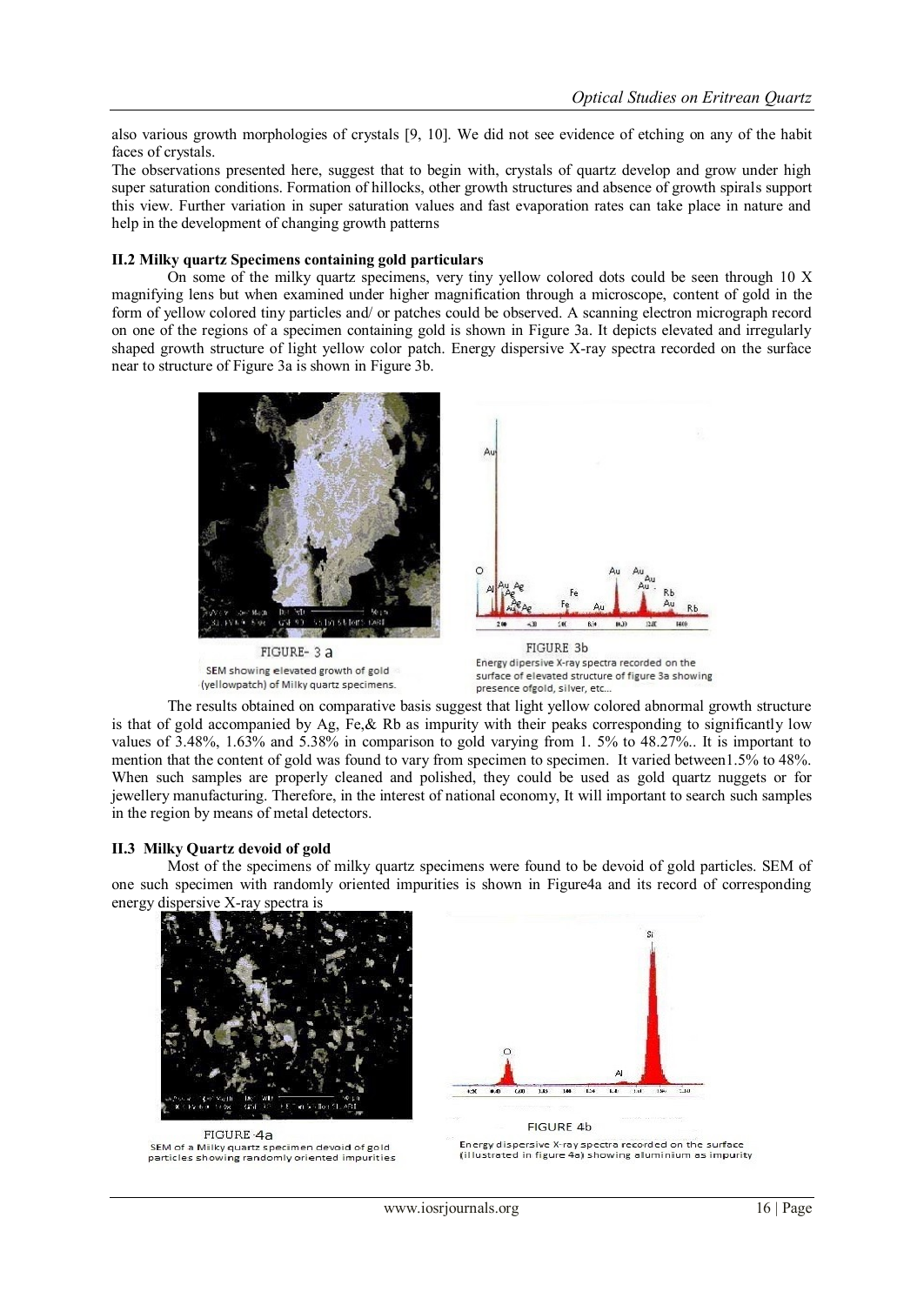also various growth morphologies of crystals [9, 10]. We did not see evidence of etching on any of the habit faces of crystals.

The observations presented here, suggest that to begin with, crystals of quartz develop and grow under high super saturation conditions. Formation of hillocks, other growth structures and absence of growth spirals support this view. Further variation in super saturation values and fast evaporation rates can take place in nature and help in the development of changing growth patterns

### II.2 Milky quartz Specimens containing gold particulars

On some of the milky quartz specimens, very tiny yellow colored dots could be seen through 10 X magnifying lens but when examined under higher magnification through a microscope, content of gold in the form of yellow colored tiny particles and/ or patches could be observed. A scanning electron micrograph record on one of the regions of a specimen containing gold is shown in Figure 3a. It depicts elevated and irregularly shaped growth structure of light yellow color patch. Energy dispersive X-ray spectra recorded on the surface near to structure of Figure 3a is shown in Figure 3b.

FIGURE- 3 a

SEM showing elevated growth of gold (yellowpatch) of Milky quartz specimens.

FIGURE 3b

Energy dipersive X-ray spectra recorded on the surface of elevated structure of figure 3a showing presence ofgold, silver, etc...

The results obtained on comparative basis suggest that light yellow colored abnormal growth structure is that of gold accompanied by Ag, Fe,& Rb as impurity with their peaks corresponding to significantly low values of 3.48%, 1.63% and 5.38% in comparison to gold varying from 1. 5% to 48.27%.. It is important to mention that the content of gold was found to vary from specimen to specimen. It varied between1.5% to 48%. When such samples are properly cleaned and polished, they could be used as gold quartz nuggets or for jewellery manufacturing. Therefore, in the interest of national economy, It will important to search such samples in the region by means of metal detectors.

### II.3 Milky Quartz devoid of gold

Most of the specimens of milky quartz specimens were found to be devoid of gold particles. SEM of one such specimen with randomly oriented impurities is shown in Figure4a and its record of corresponding energy dispersive X-ray spectra is

FIGURE 4a

SEM of a Milky quartz specimen devoid of gold particles showing randomly oriented impurities

FIGURE 4b

Energy dispersive X-ray spectra recorded on the surface (illustrated in figure 4a) showing aluminium as impurity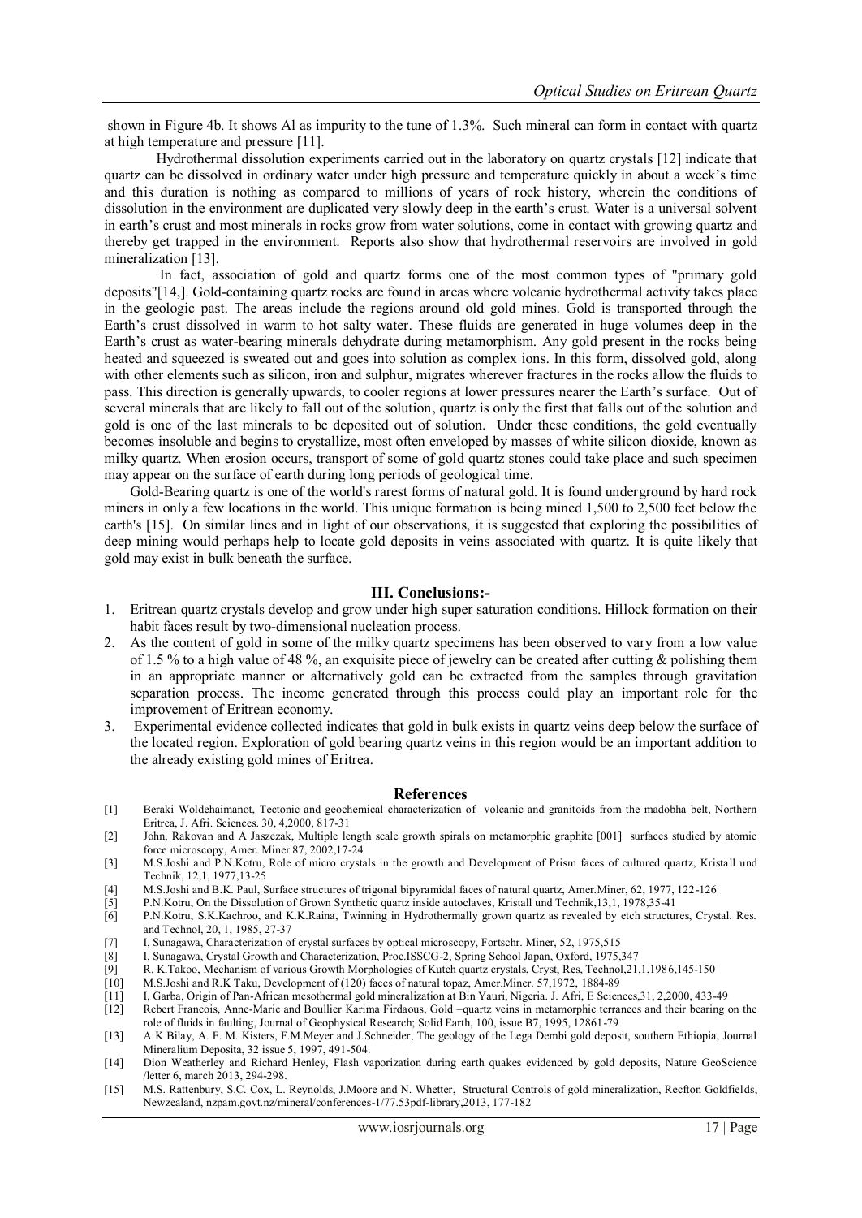shown in Figure 4b. It shows Al as impurity to the tune of 1.3%. Such mineral can form in contact with quartz at high temperature and pressure [11].

Hydrothermal dissolution experiments carried out in the laboratory on quartz crystals [12] indicate that quartz can be dissolved in ordinary water under high pressure and temperature quickly in about a week's time and this duration is nothing as compared to millions of years of rock history, wherein the conditions of dissolution in the environment are duplicated very slowly deep in the earth's crust. Water is a universal solvent in earth's crust and most minerals in rocks grow from water solutions, come in contact with growing quartz and thereby get trapped in the environment. Reports also show that hydrothermal reservoirs are involved in gold mineralization [13].

In fact, association of gold and quartz forms one of the most common types of "primary gold deposits"[14,]. Gold-containing quartz rocks are found in areas where volcanic hydrothermal activity takes place in the geologic past. The areas include the regions around old gold mines. Gold is transported through the Earth's crust dissolved in warm to hot salty water. These fluids are generated in huge volumes deep in the Earth's crust as water-bearing minerals dehydrate during metamorphism. Any gold present in the rocks being heated and squeezed is sweated out and goes into solution as complex ions. In this form, dissolved gold, along with other elements such as silicon, iron and sulphur, migrates wherever fractures in the rocks allow the fluids to pass. This direction is generally upwards, to cooler regions at lower pressures nearer the Earth's surface. Out of several minerals that are likely to fall out of the solution, quartz is only the first that falls out of the solution and gold is one of the last minerals to be deposited out of solution. Under these conditions, the gold eventually becomes insoluble and begins to crystallize, most often enveloped by masses of white silicon dioxide, known as milky quartz. When erosion occurs, transport of some of gold quartz stones could take place and such specimen may appear on the surface of earth during long periods of geological time.

Gold-Bearing quartz is one of the world's rarest forms of natural gold. It is found underground by hard rock miners in only a few locations in the world. This unique formation is being mined 1,500 to 2,500 feet below the earth's [15]. On similar lines and in light of our observations, it is suggested that exploring the possibilities of deep mining would perhaps help to locate gold deposits in veins associated with quartz. It is quite likely that gold may exist in bulk beneath the surface.

## III. Conclusions:-

1. Eritrean quartz crystals develop and grow under high super saturation conditions. Hillock formation on their habit faces result by two-dimensional nucleation process.
2. As the content of gold in some of the milky quartz specimens has been observed to vary from a low value of 1.5 % to a high value of 48 %, an exquisite piece of jewelry can be created after cutting & polishing them in an appropriate manner or alternatively gold can be extracted from the samples through gravitation separation process. The income generated through this process could play an important role for the improvement of Eritrean economy.
3. Experimental evidence collected indicates that gold in bulk exists in quartz veins deep below the surface of the located region. Exploration of gold bearing quartz veins in this region would be an important addition to the already existing gold mines of Eritrea.

## References

[1] Beraki Woldehaimanot, Tectonic and geochemical characterization of volcanic and granitoids from the madobha belt, Northern Eritrea, J. Afri. Sciences. 30, 4,2000, 817-31

[2] John, Rakovan and A Jaszezak, Multiple length scale growth spirals on metamorphic graphite [001] surfaces studied by atomic force microscopy, Amer. Miner 87, 2002,17-24

[3] M.S.Joshi and P.N.Kotru, Role of micro crystals in the growth and Development of Prism faces of cultured quartz, Kristall und Technik, 12,1, 1977,13-25

[4] M.S.Joshi and B.K. Paul, Surface structures of trigonal bipyramidal faces of natural quartz, Amer.Miner, 62, 1977, 122-126

[5] P.N.Kotru, On the Dissolution of Grown Synthetic quartz inside autoclaves, Kristall und Technik,13,1, 1978,35-41

[6] P.N.Kotru, S.K.Kachroo, and K.K.Raina, Twinning in Hydrothermally grown quartz as revealed by etch structures, Crystal. Res. and Technol, 20, 1, 1985, 27-37

[7] I, Sunagawa, Characterization of crystal surfaces by optical microscopy, Fortschr. Miner, 52, 1975,515

[8] I, Sunagawa, Crystal Growth and Characterization, Proc.ISSCG-2, Spring School Japan, Oxford, 1975,347

[9] R. K.Takoo, Mechanism of various Growth Morphologies of Kutch quartz crystals, Cryst, Res, Technol,21,1,1986,145-150

[10] M.S.Joshi and R.K Taku, Development of (120) faces of natural topaz, Amer.Miner. 57,1972, 1884-89

[11] I, Garba, Origin of Pan-African mesothermal gold mineralization at Bin Yauri, Nigeria. J. Afri, E Sciences,31, 2,2000, 433-49

[12] Rebert Francois, Anne-Marie and Boullier Karima Firdaous, Gold –quartz veins in metamorphic terrances and their bearing on the role of fluids in faulting, Journal of Geophysical Research; Solid Earth, 100, issue B7, 1995, 12861-79

[13] A K Bilay, A. F. M. Kisters, F.M.Meyer and J.Schneider, The geology of the Lega Dembi gold deposit, southern Ethiopia, Journal Mineralium Deposita, 32 issue 5, 1997, 491-504.

[14] Dion Weatherley and Richard Henley, Flash vaporization during earth quakes evidenced by gold deposits, Nature GeoScience /letter 6, march 2013, 294-298.

[15] M.S. Rattenbury, S.C. Cox, L. Reynolds, J.Moore and N. Whetter, Structural Controls of gold mineralization, Recfton Goldfields, Newzealand, nzpam.govt.nz/mineral/conferences-1/77.53pdf-library,2013, 177-182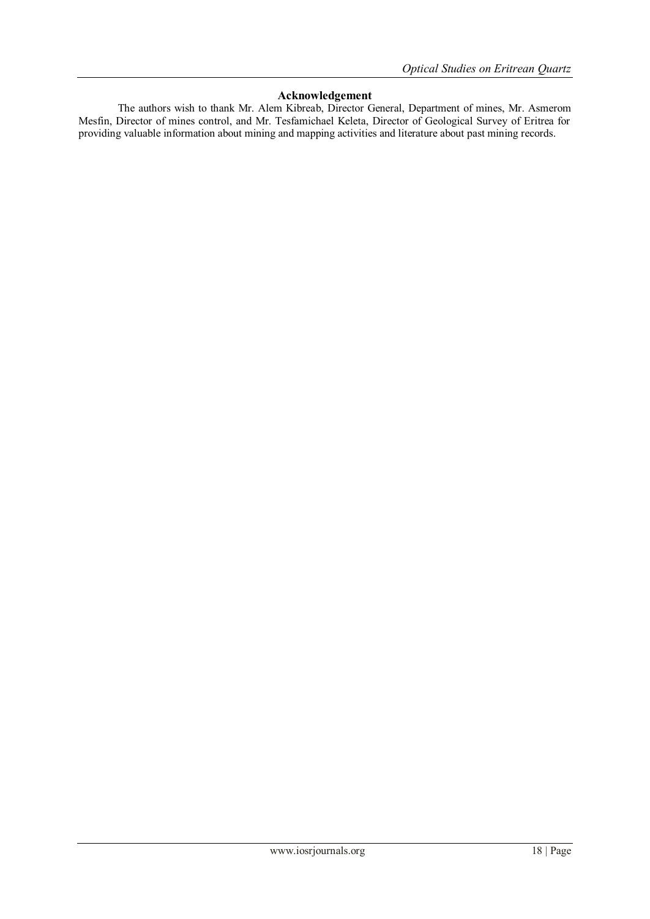## Acknowledgement

The authors wish to thank Mr. Alem Kibreab, Director General, Department of mines, Mr. Asmerom Mesfin, Director of mines control, and Mr. Tesfamichael Keleta, Director of Geological Survey of Eritrea for providing valuable information about mining and mapping activities and literature about past mining records.